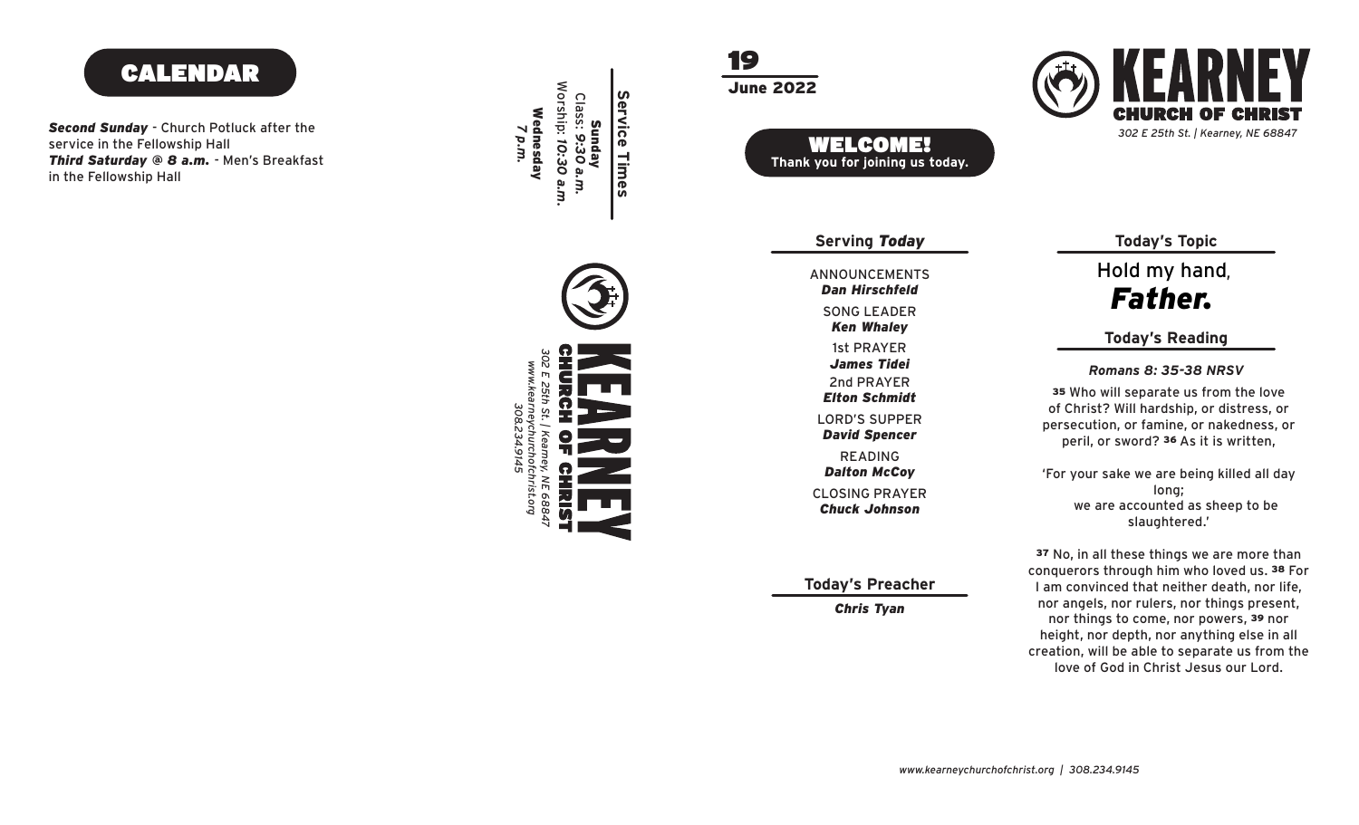## CALENDAR

***Second Sunday*** - Church Potluck after the service in the Fellowship Hall
***Third Saturday @ 8 a.m.*** - Men's Breakfast in the Fellowship Hall

**Service Times**

**Sunday**
Class: ***9:30 a.m.***
Worship: ***10:30 a.m.***

**Wednesday**
***7 p.m.***

**KEARNEY**
**CHURCH OF CHRIST**
*302 E 25th St. | Kearney, NE 68847*
*www.kearneychurchofchrist.org*
*308.234.9145*

**19**
**June 2022**

## WELCOME!

**Thank you for joining us today.**

# KEARNEY
## CHURCH OF CHRIST

*302 E 25th St. | Kearney, NE 68847*

### Serving *Today*

ANNOUNCEMENTS
***Dan Hirschfeld***

SONG LEADER
***Ken Whaley***

1st PRAYER
***James Tidei***

2nd PRAYER
***Elton Schmidt***

LORD'S SUPPER
***David Spencer***

READING
***Dalton McCoy***

CLOSING PRAYER
***Chuck Johnson***

### Today's Preacher

***Chris Tyan***

### Today's Topic

Hold my hand, ***Father.***

### Today's Reading

***Romans 8: 35-38 NRSV***

**35** Who will separate us from the love of Christ? Will hardship, or distress, or persecution, or famine, or nakedness, or peril, or sword? **36** As it is written,

'For your sake we are being killed all day long;
we are accounted as sheep to be slaughtered.'

**37** No, in all these things we are more than conquerors through him who loved us. **38** For I am convinced that neither death, nor life, nor angels, nor rulers, nor things present, nor things to come, nor powers, **39** nor height, nor depth, nor anything else in all creation, will be able to separate us from the love of God in Christ Jesus our Lord.

*www.kearneychurchofchrist.org | 308.234.9145*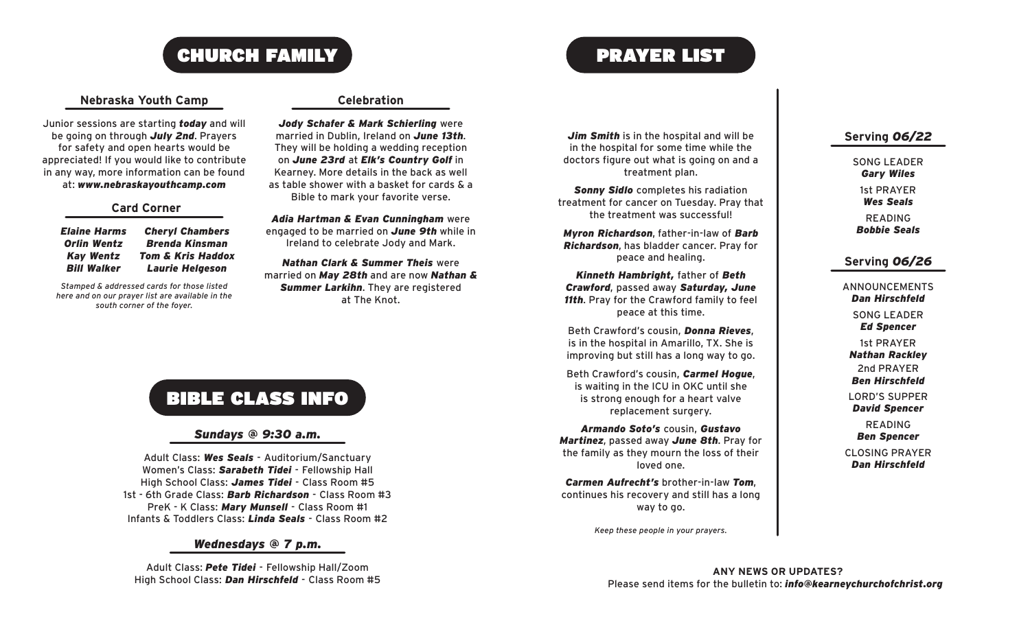# CHURCH FAMILY

## Nebraska Youth Camp

Junior sessions are starting ***today*** and will be going on through ***July 2nd***. Prayers for safety and open hearts would be appreciated! If you would like to contribute in any way, more information can be found at: ***www.nebraskayouthcamp.com***

## Card Corner

| | |
|---|---|
| ***Elaine Harms*** | ***Cheryl Chambers*** |
| ***Orlin Wentz*** | ***Brenda Kinsman*** |
| ***Kay Wentz*** | ***Tom & Kris Haddox*** |
| ***Bill Walker*** | ***Laurie Helgeson*** |

*Stamped & addressed cards for those listed here and on our prayer list are available in the south corner of the foyer.*

## Celebration

***Jody Schafer & Mark Schierling*** were married in Dublin, Ireland on ***June 13th***. They will be holding a wedding reception on ***June 23rd*** at ***Elk's Country Golf*** in Kearney. More details in the back as well as table shower with a basket for cards & a Bible to mark your favorite verse.

***Adia Hartman & Evan Cunningham*** were engaged to be married on ***June 9th*** while in Ireland to celebrate Jody and Mark.

***Nathan Clark & Summer Theis*** were married on ***May 28th*** and are now ***Nathan & Summer Larkihn***. They are registered at The Knot.

# BIBLE CLASS INFO

## *Sundays @ 9:30 a.m.*

Adult Class: ***Wes Seals*** - Auditorium/Sanctuary
Women's Class: ***Sarabeth Tidei*** - Fellowship Hall
High School Class: ***James Tidei*** - Class Room #5
1st - 6th Grade Class: ***Barb Richardson*** - Class Room #3
PreK - K Class: ***Mary Munsell*** - Class Room #1
Infants & Toddlers Class: ***Linda Seals*** - Class Room #2

## *Wednesdays @ 7 p.m.*

Adult Class: ***Pete Tidei*** - Fellowship Hall/Zoom
High School Class: ***Dan Hirschfeld*** - Class Room #5

# PRAYER LIST

***Jim Smith*** is in the hospital and will be in the hospital for some time while the doctors figure out what is going on and a treatment plan.

***Sonny Sidlo*** completes his radiation treatment for cancer on Tuesday. Pray that the treatment was successful!

***Myron Richardson***, father-in-law of ***Barb Richardson***, has bladder cancer. Pray for peace and healing.

***Kinneth Hambright,*** father of ***Beth Crawford***, passed away ***Saturday, June 11th***. Pray for the Crawford family to feel peace at this time.

Beth Crawford's cousin, ***Donna Rieves***, is in the hospital in Amarillo, TX. She is improving but still has a long way to go.

Beth Crawford's cousin, ***Carmel Hogue***, is waiting in the ICU in OKC until she is strong enough for a heart valve replacement surgery.

***Armando Soto's*** cousin, ***Gustavo Martinez***, passed away ***June 8th***. Pray for the family as they mourn the loss of their loved one.

***Carmen Aufrecht's*** brother-in-law ***Tom***, continues his recovery and still has a long way to go.

*Keep these people in your prayers.*

## Serving *06/22*

SONG LEADER
***Gary Wiles***

1st PRAYER
***Wes Seals***

READING
***Bobbie Seals***

## Serving *06/26*

ANNOUNCEMENTS
***Dan Hirschfeld***

SONG LEADER
***Ed Spencer***

1st PRAYER
***Nathan Rackley***

2nd PRAYER
***Ben Hirschfeld***

LORD'S SUPPER
***David Spencer***

READING
***Ben Spencer***

CLOSING PRAYER
***Dan Hirschfeld***

**ANY NEWS OR UPDATES?**
Please send items for the bulletin to: ***info@kearneychurchofchrist.org***